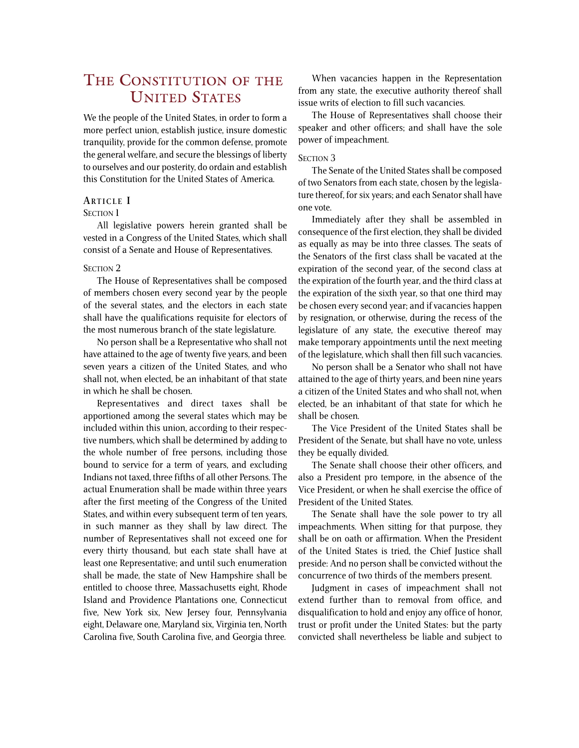# The Constitution of the United States

We the people of the United States, in order to form a more perfect union, establish justice, insure domestic tranquility, provide for the common defense, promote the general welfare, and secure the blessings of liberty to ourselves and our posterity, do ordain and establish this Constitution for the United States of America.

## Article I

### Section 1

All legislative powers herein granted shall be vested in a Congress of the United States, which shall consist of a Senate and House of Representatives.

### Section 2

The House of Representatives shall be composed of members chosen every second year by the people of the several states, and the electors in each state shall have the qualifications requisite for electors of the most numerous branch of the state legislature.

No person shall be a Representative who shall not have attained to the age of twenty five years, and been seven years a citizen of the United States, and who shall not, when elected, be an inhabitant of that state in which he shall be chosen.

Representatives and direct taxes shall be apportioned among the several states which may be included within this union, according to their respective numbers, which shall be determined by adding to the whole number of free persons, including those bound to service for a term of years, and excluding Indians not taxed, three fifths of all other Persons. The actual Enumeration shall be made within three years after the first meeting of the Congress of the United States, and within every subsequent term of ten years, in such manner as they shall by law direct. The number of Representatives shall not exceed one for every thirty thousand, but each state shall have at least one Representative; and until such enumeration shall be made, the state of New Hampshire shall be entitled to choose three, Massachusetts eight, Rhode Island and Providence Plantations one, Connecticut five, New York six, New Jersey four, Pennsylvania eight, Delaware one, Maryland six, Virginia ten, North Carolina five, South Carolina five, and Georgia three.

When vacancies happen in the Representation from any state, the executive authority thereof shall issue writs of election to fill such vacancies.

The House of Representatives shall choose their speaker and other officers; and shall have the sole power of impeachment.

### Section 3

The Senate of the United States shall be composed of two Senators from each state, chosen by the legislature thereof, for six years; and each Senator shall have one vote.

Immediately after they shall be assembled in consequence of the first election, they shall be divided as equally as may be into three classes. The seats of the Senators of the first class shall be vacated at the expiration of the second year, of the second class at the expiration of the fourth year, and the third class at the expiration of the sixth year, so that one third may be chosen every second year; and if vacancies happen by resignation, or otherwise, during the recess of the legislature of any state, the executive thereof may make temporary appointments until the next meeting of the legislature, which shall then fill such vacancies.

No person shall be a Senator who shall not have attained to the age of thirty years, and been nine years a citizen of the United States and who shall not, when elected, be an inhabitant of that state for which he shall be chosen.

The Vice President of the United States shall be President of the Senate, but shall have no vote, unless they be equally divided.

The Senate shall choose their other officers, and also a President pro tempore, in the absence of the Vice President, or when he shall exercise the office of President of the United States.

The Senate shall have the sole power to try all impeachments. When sitting for that purpose, they shall be on oath or affirmation. When the President of the United States is tried, the Chief Justice shall preside: And no person shall be convicted without the concurrence of two thirds of the members present.

Judgment in cases of impeachment shall not extend further than to removal from office, and disqualification to hold and enjoy any office of honor, trust or profit under the United States: but the party convicted shall nevertheless be liable and subject to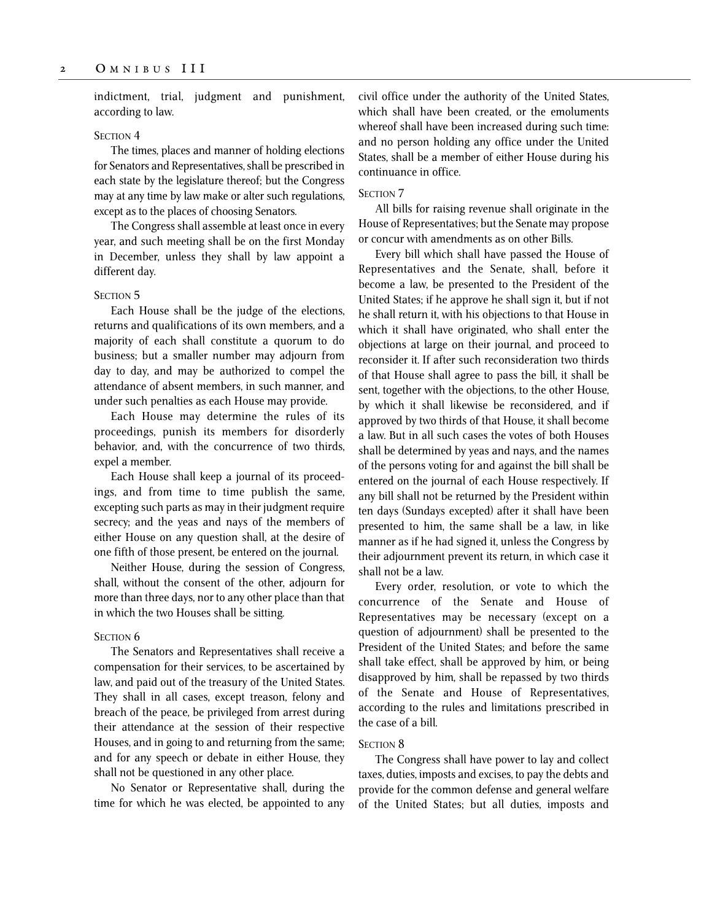indictment, trial, judgment and punishment, according to law.

### Section 4

The times, places and manner of holding elections for Senators and Representatives, shall be prescribed in each state by the legislature thereof; but the Congress may at any time by law make or alter such regulations, except as to the places of choosing Senators.

The Congress shall assemble at least once in every year, and such meeting shall be on the first Monday in December, unless they shall by law appoint a different day.

### Section 5

Each House shall be the judge of the elections, returns and qualifications of its own members, and a majority of each shall constitute a quorum to do business; but a smaller number may adjourn from day to day, and may be authorized to compel the attendance of absent members, in such manner, and under such penalties as each House may provide.

Each House may determine the rules of its proceedings, punish its members for disorderly behavior, and, with the concurrence of two thirds, expel a member.

Each House shall keep a journal of its proceedings, and from time to time publish the same, excepting such parts as may in their judgment require secrecy; and the yeas and nays of the members of either House on any question shall, at the desire of one fifth of those present, be entered on the journal.

Neither House, during the session of Congress, shall, without the consent of the other, adjourn for more than three days, nor to any other place than that in which the two Houses shall be sitting.

### Section 6

The Senators and Representatives shall receive a compensation for their services, to be ascertained by law, and paid out of the treasury of the United States. They shall in all cases, except treason, felony and breach of the peace, be privileged from arrest during their attendance at the session of their respective Houses, and in going to and returning from the same; and for any speech or debate in either House, they shall not be questioned in any other place.

No Senator or Representative shall, during the time for which he was elected, be appointed to any civil office under the authority of the United States, which shall have been created, or the emoluments whereof shall have been increased during such time: and no person holding any office under the United States, shall be a member of either House during his continuance in office.

### Section 7

All bills for raising revenue shall originate in the House of Representatives; but the Senate may propose or concur with amendments as on other Bills.

Every bill which shall have passed the House of Representatives and the Senate, shall, before it become a law, be presented to the President of the United States; if he approve he shall sign it, but if not he shall return it, with his objections to that House in which it shall have originated, who shall enter the objections at large on their journal, and proceed to reconsider it. If after such reconsideration two thirds of that House shall agree to pass the bill, it shall be sent, together with the objections, to the other House, by which it shall likewise be reconsidered, and if approved by two thirds of that House, it shall become a law. But in all such cases the votes of both Houses shall be determined by yeas and nays, and the names of the persons voting for and against the bill shall be entered on the journal of each House respectively. If any bill shall not be returned by the President within ten days (Sundays excepted) after it shall have been presented to him, the same shall be a law, in like manner as if he had signed it, unless the Congress by their adjournment prevent its return, in which case it shall not be a law.

Every order, resolution, or vote to which the concurrence of the Senate and House of Representatives may be necessary (except on a question of adjournment) shall be presented to the President of the United States; and before the same shall take effect, shall be approved by him, or being disapproved by him, shall be repassed by two thirds of the Senate and House of Representatives, according to the rules and limitations prescribed in the case of a bill.

### Section 8

The Congress shall have power to lay and collect taxes, duties, imposts and excises, to pay the debts and provide for the common defense and general welfare of the United States; but all duties, imposts and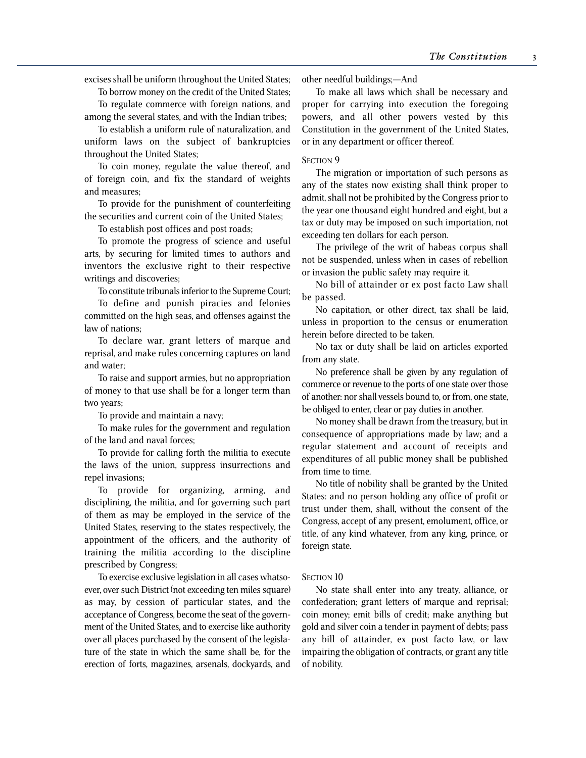excises shall be uniform throughout the United States;

To borrow money on the credit of the United States;

To regulate commerce with foreign nations, and among the several states, and with the Indian tribes;

To establish a uniform rule of naturalization, and uniform laws on the subject of bankruptcies throughout the United States;

To coin money, regulate the value thereof, and of foreign coin, and fix the standard of weights and measures;

To provide for the punishment of counterfeiting the securities and current coin of the United States;

To establish post offices and post roads;

To promote the progress of science and useful arts, by securing for limited times to authors and inventors the exclusive right to their respective writings and discoveries;

To constitute tribunals inferior to the Supreme Court;

To define and punish piracies and felonies committed on the high seas, and offenses against the law of nations;

To declare war, grant letters of marque and reprisal, and make rules concerning captures on land and water;

To raise and support armies, but no appropriation of money to that use shall be for a longer term than two years;

To provide and maintain a navy;

To make rules for the government and regulation of the land and naval forces;

To provide for calling forth the militia to execute the laws of the union, suppress insurrections and repel invasions;

To provide for organizing, arming, and disciplining, the militia, and for governing such part of them as may be employed in the service of the United States, reserving to the states respectively, the appointment of the officers, and the authority of training the militia according to the discipline prescribed by Congress;

To exercise exclusive legislation in all cases whatsoever, over such District (not exceeding ten miles square) as may, by cession of particular states, and the acceptance of Congress, become the seat of the government of the United States, and to exercise like authority over all places purchased by the consent of the legislature of the state in which the same shall be, for the erection of forts, magazines, arsenals, dockyards, and other needful buildings;—And

To make all laws which shall be necessary and proper for carrying into execution the foregoing powers, and all other powers vested by this Constitution in the government of the United States, or in any department or officer thereof.

### Section 9

The migration or importation of such persons as any of the states now existing shall think proper to admit, shall not be prohibited by the Congress prior to the year one thousand eight hundred and eight, but a tax or duty may be imposed on such importation, not exceeding ten dollars for each person.

The privilege of the writ of habeas corpus shall not be suspended, unless when in cases of rebellion or invasion the public safety may require it.

No bill of attainder or ex post facto Law shall be passed.

No capitation, or other direct, tax shall be laid, unless in proportion to the census or enumeration herein before directed to be taken.

No tax or duty shall be laid on articles exported from any state.

No preference shall be given by any regulation of commerce or revenue to the ports of one state over those of another: nor shall vessels bound to, or from, one state, be obliged to enter, clear or pay duties in another.

No money shall be drawn from the treasury, but in consequence of appropriations made by law; and a regular statement and account of receipts and expenditures of all public money shall be published from time to time.

No title of nobility shall be granted by the United States: and no person holding any office of profit or trust under them, shall, without the consent of the Congress, accept of any present, emolument, office, or title, of any kind whatever, from any king, prince, or foreign state.

### Section 10

No state shall enter into any treaty, alliance, or confederation; grant letters of marque and reprisal; coin money; emit bills of credit; make anything but gold and silver coin a tender in payment of debts; pass any bill of attainder, ex post facto law, or law impairing the obligation of contracts, or grant any title of nobility.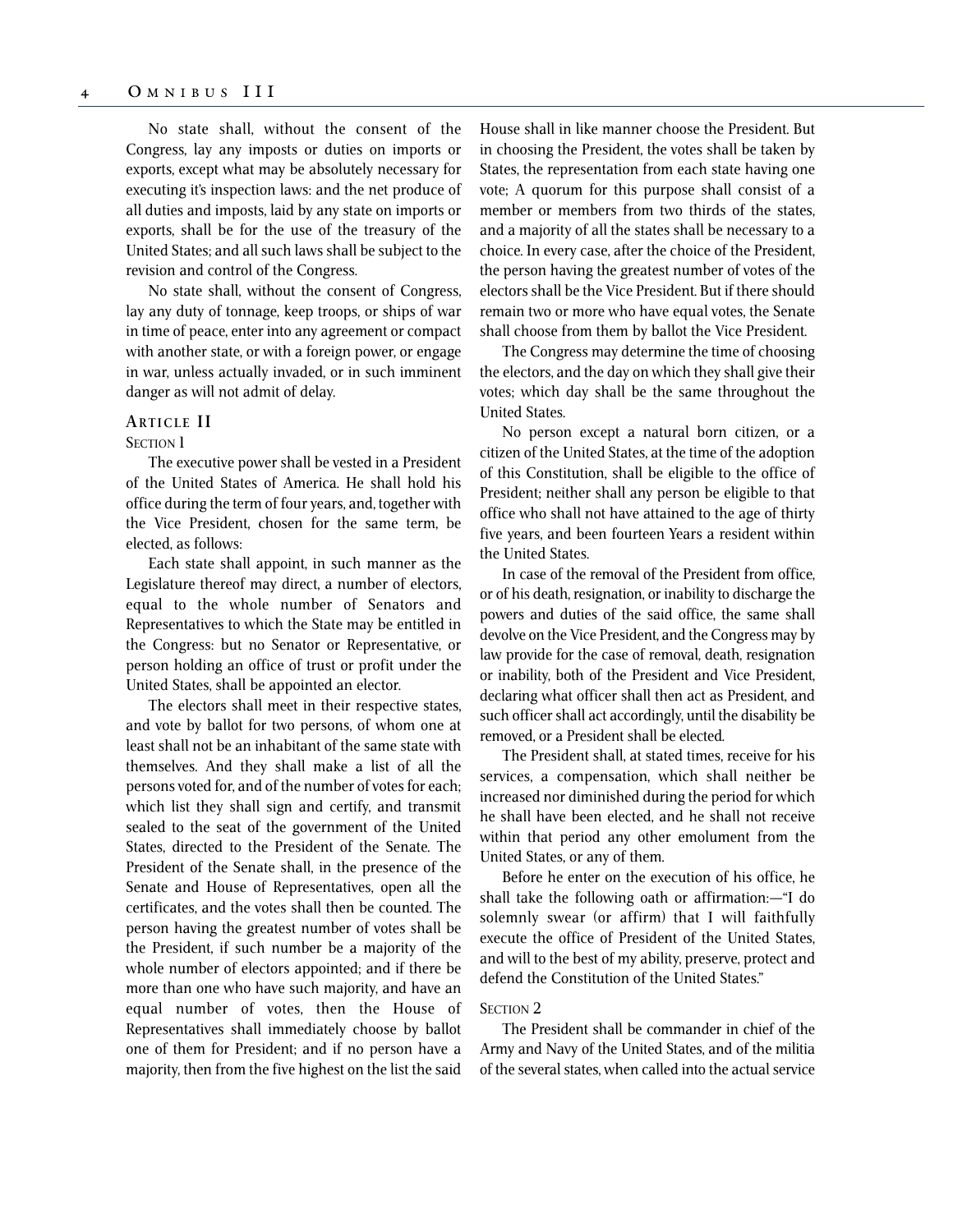No state shall, without the consent of the Congress, lay any imposts or duties on imports or exports, except what may be absolutely necessary for executing it's inspection laws: and the net produce of all duties and imposts, laid by any state on imports or exports, shall be for the use of the treasury of the United States; and all such laws shall be subject to the revision and control of the Congress.

No state shall, without the consent of Congress, lay any duty of tonnage, keep troops, or ships of war in time of peace, enter into any agreement or compact with another state, or with a foreign power, or engage in war, unless actually invaded, or in such imminent danger as will not admit of delay.

## Article II

### Section 1

The executive power shall be vested in a President of the United States of America. He shall hold his office during the term of four years, and, together with the Vice President, chosen for the same term, be elected, as follows:

Each state shall appoint, in such manner as the Legislature thereof may direct, a number of electors, equal to the whole number of Senators and Representatives to which the State may be entitled in the Congress: but no Senator or Representative, or person holding an office of trust or profit under the United States, shall be appointed an elector.

The electors shall meet in their respective states, and vote by ballot for two persons, of whom one at least shall not be an inhabitant of the same state with themselves. And they shall make a list of all the persons voted for, and of the number of votes for each; which list they shall sign and certify, and transmit sealed to the seat of the government of the United States, directed to the President of the Senate. The President of the Senate shall, in the presence of the Senate and House of Representatives, open all the certificates, and the votes shall then be counted. The person having the greatest number of votes shall be the President, if such number be a majority of the whole number of electors appointed; and if there be more than one who have such majority, and have an equal number of votes, then the House of Representatives shall immediately choose by ballot one of them for President; and if no person have a majority, then from the five highest on the list the said House shall in like manner choose the President. But in choosing the President, the votes shall be taken by States, the representation from each state having one vote; A quorum for this purpose shall consist of a member or members from two thirds of the states, and a majority of all the states shall be necessary to a choice. In every case, after the choice of the President, the person having the greatest number of votes of the electors shall be the Vice President. But if there should remain two or more who have equal votes, the Senate shall choose from them by ballot the Vice President.

The Congress may determine the time of choosing the electors, and the day on which they shall give their votes; which day shall be the same throughout the United States.

No person except a natural born citizen, or a citizen of the United States, at the time of the adoption of this Constitution, shall be eligible to the office of President; neither shall any person be eligible to that office who shall not have attained to the age of thirty five years, and been fourteen Years a resident within the United States.

In case of the removal of the President from office, or of his death, resignation, or inability to discharge the powers and duties of the said office, the same shall devolve on the Vice President, and the Congress may by law provide for the case of removal, death, resignation or inability, both of the President and Vice President, declaring what officer shall then act as President, and such officer shall act accordingly, until the disability be removed, or a President shall be elected.

The President shall, at stated times, receive for his services, a compensation, which shall neither be increased nor diminished during the period for which he shall have been elected, and he shall not receive within that period any other emolument from the United States, or any of them.

Before he enter on the execution of his office, he shall take the following oath or affirmation:—"I do solemnly swear (or affirm) that I will faithfully execute the office of President of the United States, and will to the best of my ability, preserve, protect and defend the Constitution of the United States."

### Section 2

The President shall be commander in chief of the Army and Navy of the United States, and of the militia of the several states, when called into the actual service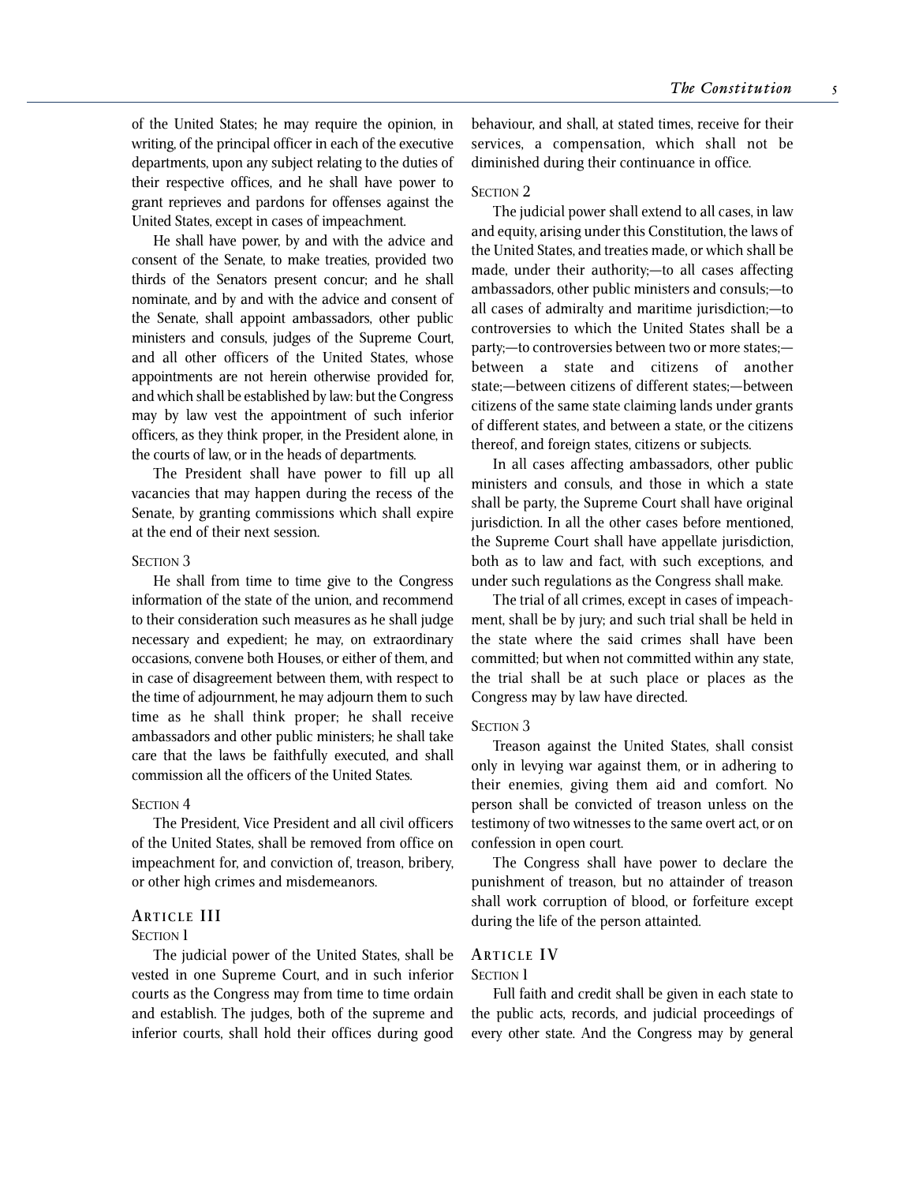of the United States; he may require the opinion, in writing, of the principal officer in each of the executive departments, upon any subject relating to the duties of their respective offices, and he shall have power to grant reprieves and pardons for offenses against the United States, except in cases of impeachment.

He shall have power, by and with the advice and consent of the Senate, to make treaties, provided two thirds of the Senators present concur; and he shall nominate, and by and with the advice and consent of the Senate, shall appoint ambassadors, other public ministers and consuls, judges of the Supreme Court, and all other officers of the United States, whose appointments are not herein otherwise provided for, and which shall be established by law: but the Congress may by law vest the appointment of such inferior officers, as they think proper, in the President alone, in the courts of law, or in the heads of departments.

The President shall have power to fill up all vacancies that may happen during the recess of the Senate, by granting commissions which shall expire at the end of their next session.

#### Section 3

He shall from time to time give to the Congress information of the state of the union, and recommend to their consideration such measures as he shall judge necessary and expedient; he may, on extraordinary occasions, convene both Houses, or either of them, and in case of disagreement between them, with respect to the time of adjournment, he may adjourn them to such time as he shall think proper; he shall receive ambassadors and other public ministers; he shall take care that the laws be faithfully executed, and shall commission all the officers of the United States.

#### Section 4

The President, Vice President and all civil officers of the United States, shall be removed from office on impeachment for, and conviction of, treason, bribery, or other high crimes and misdemeanors.

### Article III

#### Section 1

The judicial power of the United States, shall be vested in one Supreme Court, and in such inferior courts as the Congress may from time to time ordain and establish. The judges, both of the supreme and inferior courts, shall hold their offices during good behaviour, and shall, at stated times, receive for their services, a compensation, which shall not be diminished during their continuance in office.

#### Section 2

The judicial power shall extend to all cases, in law and equity, arising under this Constitution, the laws of the United States, and treaties made, or which shall be made, under their authority;—to all cases affecting ambassadors, other public ministers and consuls;—to all cases of admiralty and maritime jurisdiction;—to controversies to which the United States shall be a party;—to controversies between two or more states;—between a state and citizens of another state;—between citizens of different states;—between citizens of the same state claiming lands under grants of different states, and between a state, or the citizens thereof, and foreign states, citizens or subjects.

In all cases affecting ambassadors, other public ministers and consuls, and those in which a state shall be party, the Supreme Court shall have original jurisdiction. In all the other cases before mentioned, the Supreme Court shall have appellate jurisdiction, both as to law and fact, with such exceptions, and under such regulations as the Congress shall make.

The trial of all crimes, except in cases of impeachment, shall be by jury; and such trial shall be held in the state where the said crimes shall have been committed; but when not committed within any state, the trial shall be at such place or places as the Congress may by law have directed.

#### Section 3

Treason against the United States, shall consist only in levying war against them, or in adhering to their enemies, giving them aid and comfort. No person shall be convicted of treason unless on the testimony of two witnesses to the same overt act, or on confession in open court.

The Congress shall have power to declare the punishment of treason, but no attainder of treason shall work corruption of blood, or forfeiture except during the life of the person attainted.

### Article IV

#### Section 1

Full faith and credit shall be given in each state to the public acts, records, and judicial proceedings of every other state. And the Congress may by general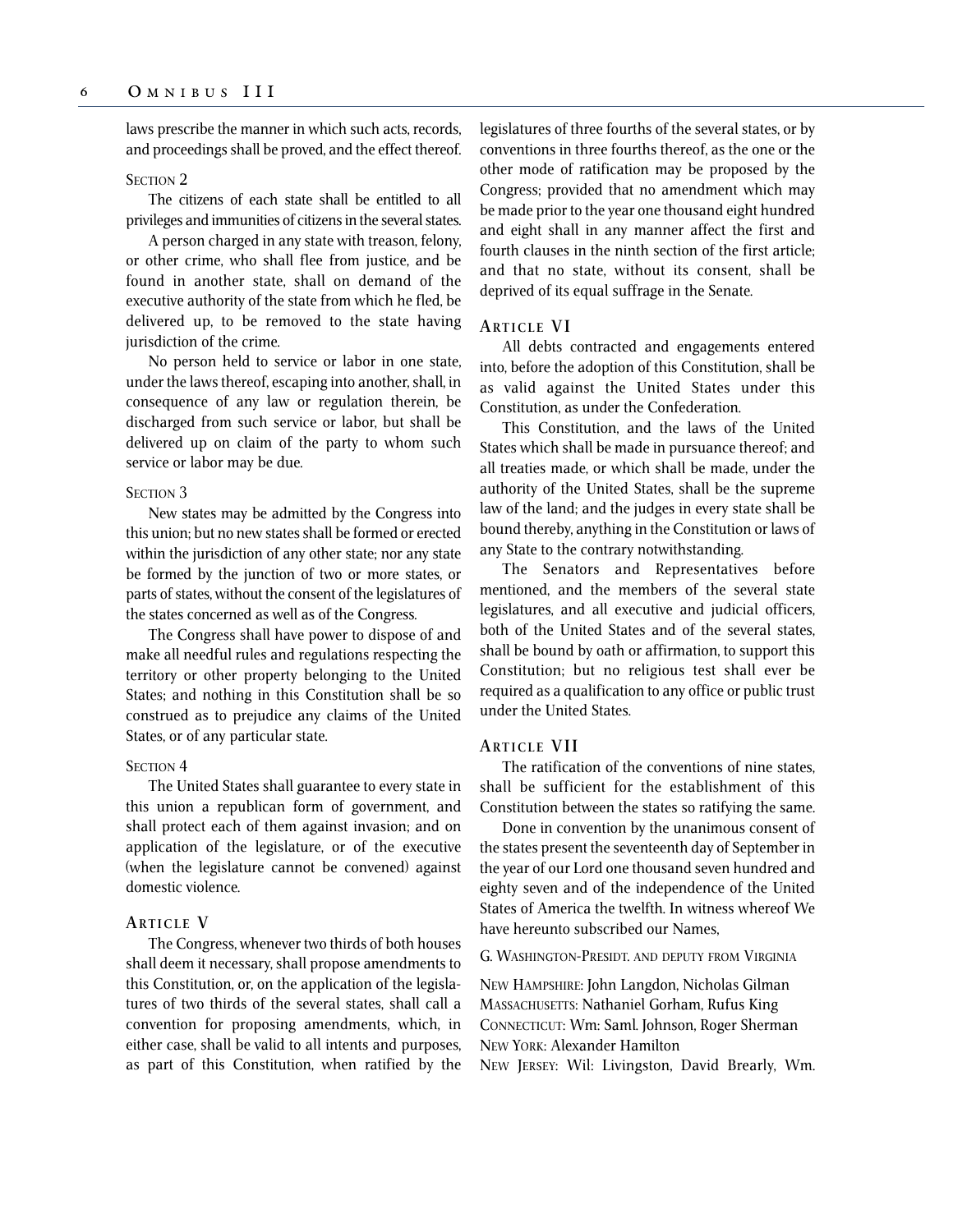laws prescribe the manner in which such acts, records, and proceedings shall be proved, and the effect thereof.

#### Section 2

The citizens of each state shall be entitled to all privileges and immunities of citizens in the several states.

A person charged in any state with treason, felony, or other crime, who shall flee from justice, and be found in another state, shall on demand of the executive authority of the state from which he fled, be delivered up, to be removed to the state having jurisdiction of the crime.

No person held to service or labor in one state, under the laws thereof, escaping into another, shall, in consequence of any law or regulation therein, be discharged from such service or labor, but shall be delivered up on claim of the party to whom such service or labor may be due.

#### Section 3

New states may be admitted by the Congress into this union; but no new states shall be formed or erected within the jurisdiction of any other state; nor any state be formed by the junction of two or more states, or parts of states, without the consent of the legislatures of the states concerned as well as of the Congress.

The Congress shall have power to dispose of and make all needful rules and regulations respecting the territory or other property belonging to the United States; and nothing in this Constitution shall be so construed as to prejudice any claims of the United States, or of any particular state.

#### Section 4

The United States shall guarantee to every state in this union a republican form of government, and shall protect each of them against invasion; and on application of the legislature, or of the executive (when the legislature cannot be convened) against domestic violence.

### Article V

The Congress, whenever two thirds of both houses shall deem it necessary, shall propose amendments to this Constitution, or, on the application of the legislatures of two thirds of the several states, shall call a convention for proposing amendments, which, in either case, shall be valid to all intents and purposes, as part of this Constitution, when ratified by the legislatures of three fourths of the several states, or by conventions in three fourths thereof, as the one or the other mode of ratification may be proposed by the Congress; provided that no amendment which may be made prior to the year one thousand eight hundred and eight shall in any manner affect the first and fourth clauses in the ninth section of the first article; and that no state, without its consent, shall be deprived of its equal suffrage in the Senate.

### Article VI

All debts contracted and engagements entered into, before the adoption of this Constitution, shall be as valid against the United States under this Constitution, as under the Confederation.

This Constitution, and the laws of the United States which shall be made in pursuance thereof; and all treaties made, or which shall be made, under the authority of the United States, shall be the supreme law of the land; and the judges in every state shall be bound thereby, anything in the Constitution or laws of any State to the contrary notwithstanding.

The Senators and Representatives before mentioned, and the members of the several state legislatures, and all executive and judicial officers, both of the United States and of the several states, shall be bound by oath or affirmation, to support this Constitution; but no religious test shall ever be required as a qualification to any office or public trust under the United States.

### Article VII

The ratification of the conventions of nine states, shall be sufficient for the establishment of this Constitution between the states so ratifying the same.

Done in convention by the unanimous consent of the states present the seventeenth day of September in the year of our Lord one thousand seven hundred and eighty seven and of the independence of the United States of America the twelfth. In witness whereof We have hereunto subscribed our Names,

G. Washington-Presidt. and deputy from Virginia

New Hampshire: John Langdon, Nicholas Gilman
Massachusetts: Nathaniel Gorham, Rufus King
Connecticut: Wm: Saml. Johnson, Roger Sherman
New York: Alexander Hamilton
New Jersey: Wil: Livingston, David Brearly, Wm.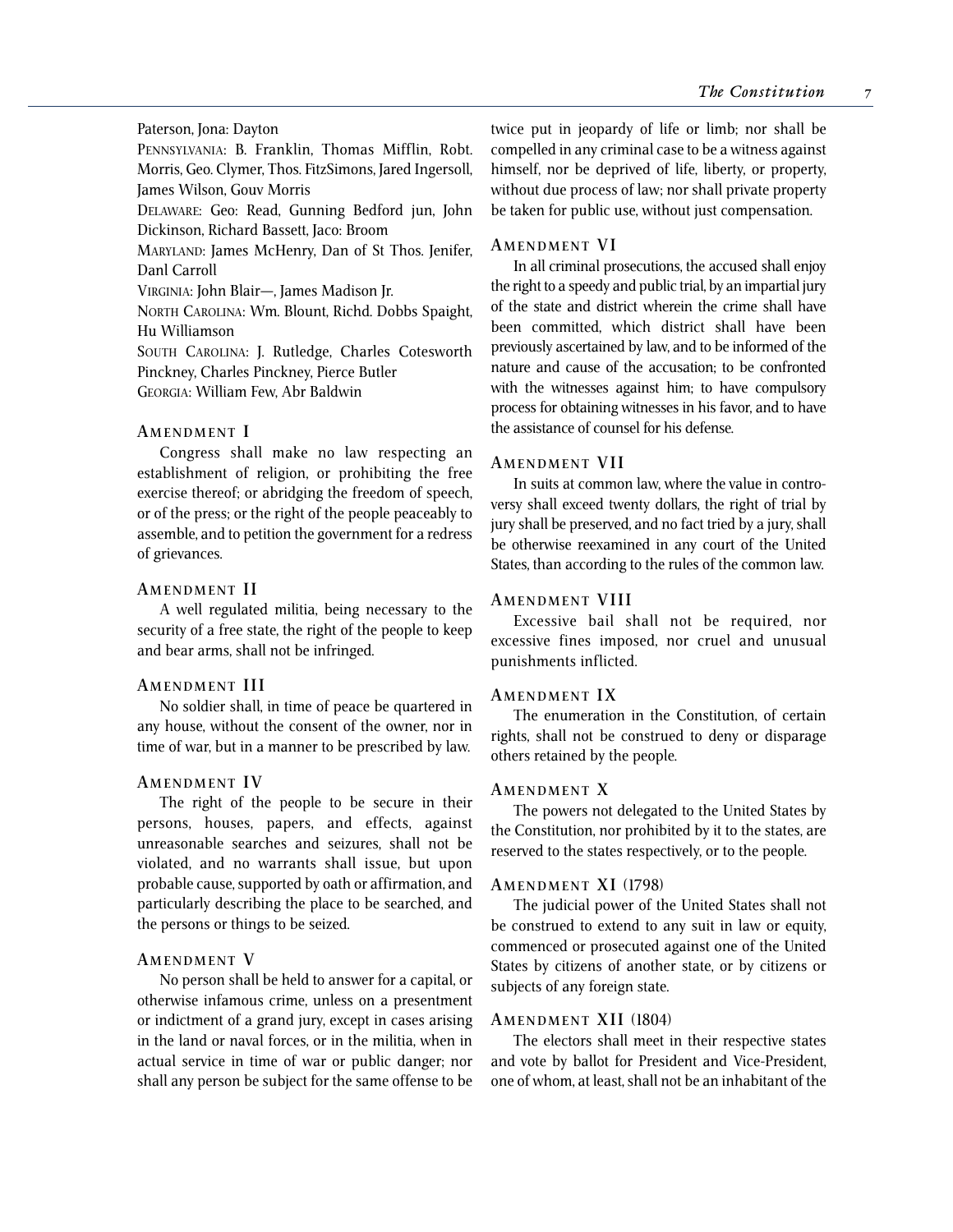Paterson, Jona: Dayton

PENNSYLVANIA: B. Franklin, Thomas Mifflin, Robt. Morris, Geo. Clymer, Thos. FitzSimons, Jared Ingersoll, James Wilson, Gouv Morris

DELAWARE: Geo: Read, Gunning Bedford jun, John Dickinson, Richard Bassett, Jaco: Broom

MARYLAND: James McHenry, Dan of St Thos. Jenifer, Danl Carroll

VIRGINIA: John Blair—, James Madison Jr.

NORTH CAROLINA: Wm. Blount, Richd. Dobbs Spaight, Hu Williamson

SOUTH CAROLINA: J. Rutledge, Charles Cotesworth Pinckney, Charles Pinckney, Pierce Butler

GEORGIA: William Few, Abr Baldwin

### AMENDMENT I

Congress shall make no law respecting an establishment of religion, or prohibiting the free exercise thereof; or abridging the freedom of speech, or of the press; or the right of the people peaceably to assemble, and to petition the government for a redress of grievances.

### AMENDMENT II

A well regulated militia, being necessary to the security of a free state, the right of the people to keep and bear arms, shall not be infringed.

### AMENDMENT III

No soldier shall, in time of peace be quartered in any house, without the consent of the owner, nor in time of war, but in a manner to be prescribed by law.

### AMENDMENT IV

The right of the people to be secure in their persons, houses, papers, and effects, against unreasonable searches and seizures, shall not be violated, and no warrants shall issue, but upon probable cause, supported by oath or affirmation, and particularly describing the place to be searched, and the persons or things to be seized.

### AMENDMENT V

No person shall be held to answer for a capital, or otherwise infamous crime, unless on a presentment or indictment of a grand jury, except in cases arising in the land or naval forces, or in the militia, when in actual service in time of war or public danger; nor shall any person be subject for the same offense to be twice put in jeopardy of life or limb; nor shall be compelled in any criminal case to be a witness against himself, nor be deprived of life, liberty, or property, without due process of law; nor shall private property be taken for public use, without just compensation.

### AMENDMENT VI

In all criminal prosecutions, the accused shall enjoy the right to a speedy and public trial, by an impartial jury of the state and district wherein the crime shall have been committed, which district shall have been previously ascertained by law, and to be informed of the nature and cause of the accusation; to be confronted with the witnesses against him; to have compulsory process for obtaining witnesses in his favor, and to have the assistance of counsel for his defense.

### AMENDMENT VII

In suits at common law, where the value in controversy shall exceed twenty dollars, the right of trial by jury shall be preserved, and no fact tried by a jury, shall be otherwise reexamined in any court of the United States, than according to the rules of the common law.

### AMENDMENT VIII

Excessive bail shall not be required, nor excessive fines imposed, nor cruel and unusual punishments inflicted.

### AMENDMENT IX

The enumeration in the Constitution, of certain rights, shall not be construed to deny or disparage others retained by the people.

### AMENDMENT X

The powers not delegated to the United States by the Constitution, nor prohibited by it to the states, are reserved to the states respectively, or to the people.

### AMENDMENT XI (1798)

The judicial power of the United States shall not be construed to extend to any suit in law or equity, commenced or prosecuted against one of the United States by citizens of another state, or by citizens or subjects of any foreign state.

### AMENDMENT XII (1804)

The electors shall meet in their respective states and vote by ballot for President and Vice-President, one of whom, at least, shall not be an inhabitant of the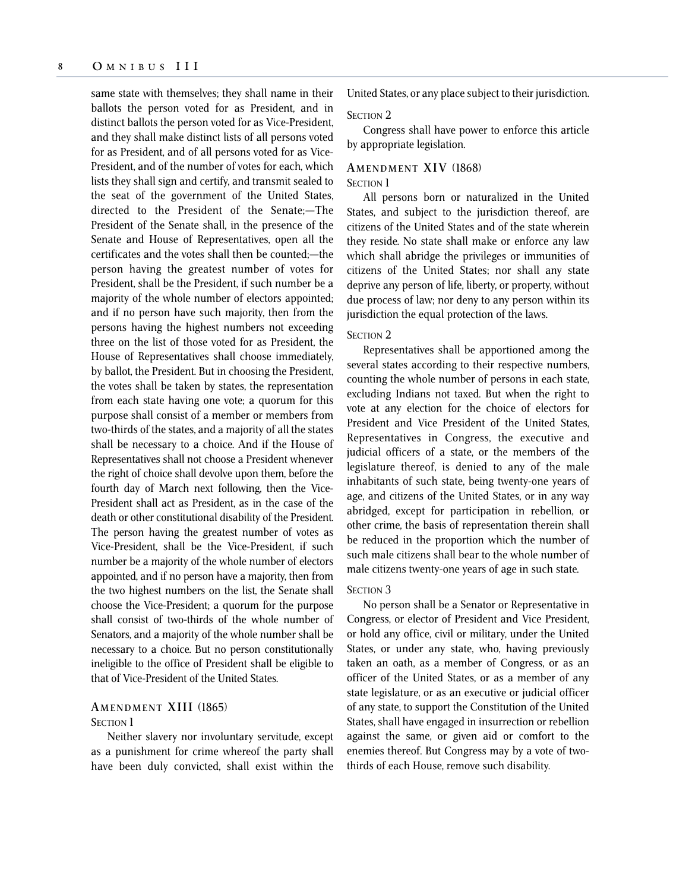same state with themselves; they shall name in their ballots the person voted for as President, and in distinct ballots the person voted for as Vice-President, and they shall make distinct lists of all persons voted for as President, and of all persons voted for as Vice-President, and of the number of votes for each, which lists they shall sign and certify, and transmit sealed to the seat of the government of the United States, directed to the President of the Senate;—The President of the Senate shall, in the presence of the Senate and House of Representatives, open all the certificates and the votes shall then be counted;—the person having the greatest number of votes for President, shall be the President, if such number be a majority of the whole number of electors appointed; and if no person have such majority, then from the persons having the highest numbers not exceeding three on the list of those voted for as President, the House of Representatives shall choose immediately, by ballot, the President. But in choosing the President, the votes shall be taken by states, the representation from each state having one vote; a quorum for this purpose shall consist of a member or members from two-thirds of the states, and a majority of all the states shall be necessary to a choice. And if the House of Representatives shall not choose a President whenever the right of choice shall devolve upon them, before the fourth day of March next following, then the Vice-President shall act as President, as in the case of the death or other constitutional disability of the President. The person having the greatest number of votes as Vice-President, shall be the Vice-President, if such number be a majority of the whole number of electors appointed, and if no person have a majority, then from the two highest numbers on the list, the Senate shall choose the Vice-President; a quorum for the purpose shall consist of two-thirds of the whole number of Senators, and a majority of the whole number shall be necessary to a choice. But no person constitutionally ineligible to the office of President shall be eligible to that of Vice-President of the United States.

## Amendment XIII (1865)

### Section 1

Neither slavery nor involuntary servitude, except as a punishment for crime whereof the party shall have been duly convicted, shall exist within the United States, or any place subject to their jurisdiction.

### Section 2

Congress shall have power to enforce this article by appropriate legislation.

## Amendment XIV (1868)

### Section 1

All persons born or naturalized in the United States, and subject to the jurisdiction thereof, are citizens of the United States and of the state wherein they reside. No state shall make or enforce any law which shall abridge the privileges or immunities of citizens of the United States; nor shall any state deprive any person of life, liberty, or property, without due process of law; nor deny to any person within its jurisdiction the equal protection of the laws.

### Section 2

Representatives shall be apportioned among the several states according to their respective numbers, counting the whole number of persons in each state, excluding Indians not taxed. But when the right to vote at any election for the choice of electors for President and Vice President of the United States, Representatives in Congress, the executive and judicial officers of a state, or the members of the legislature thereof, is denied to any of the male inhabitants of such state, being twenty-one years of age, and citizens of the United States, or in any way abridged, except for participation in rebellion, or other crime, the basis of representation therein shall be reduced in the proportion which the number of such male citizens shall bear to the whole number of male citizens twenty-one years of age in such state.

### Section 3

No person shall be a Senator or Representative in Congress, or elector of President and Vice President, or hold any office, civil or military, under the United States, or under any state, who, having previously taken an oath, as a member of Congress, or as an officer of the United States, or as a member of any state legislature, or as an executive or judicial officer of any state, to support the Constitution of the United States, shall have engaged in insurrection or rebellion against the same, or given aid or comfort to the enemies thereof. But Congress may by a vote of two-thirds of each House, remove such disability.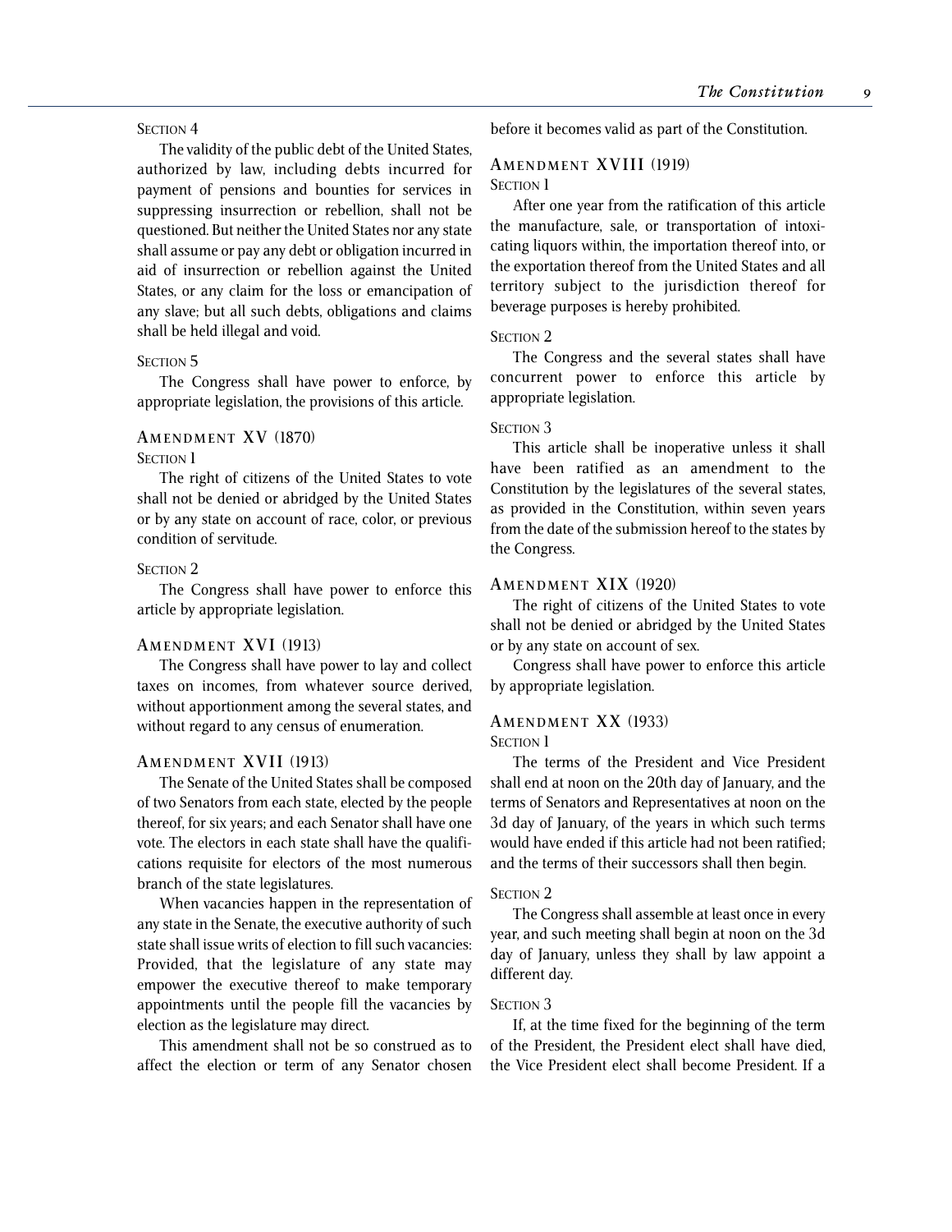Section 4

The validity of the public debt of the United States, authorized by law, including debts incurred for payment of pensions and bounties for services in suppressing insurrection or rebellion, shall not be questioned. But neither the United States nor any state shall assume or pay any debt or obligation incurred in aid of insurrection or rebellion against the United States, or any claim for the loss or emancipation of any slave; but all such debts, obligations and claims shall be held illegal and void.

Section 5

The Congress shall have power to enforce, by appropriate legislation, the provisions of this article.

### Amendment XV (1870)

Section 1

The right of citizens of the United States to vote shall not be denied or abridged by the United States or by any state on account of race, color, or previous condition of servitude.

Section 2

The Congress shall have power to enforce this article by appropriate legislation.

### Amendment XVI (1913)

The Congress shall have power to lay and collect taxes on incomes, from whatever source derived, without apportionment among the several states, and without regard to any census of enumeration.

### Amendment XVII (1913)

The Senate of the United States shall be composed of two Senators from each state, elected by the people thereof, for six years; and each Senator shall have one vote. The electors in each state shall have the qualifications requisite for electors of the most numerous branch of the state legislatures.

When vacancies happen in the representation of any state in the Senate, the executive authority of such state shall issue writs of election to fill such vacancies: Provided, that the legislature of any state may empower the executive thereof to make temporary appointments until the people fill the vacancies by election as the legislature may direct.

This amendment shall not be so construed as to affect the election or term of any Senator chosen before it becomes valid as part of the Constitution.

### Amendment XVIII (1919)

Section 1

After one year from the ratification of this article the manufacture, sale, or transportation of intoxicating liquors within, the importation thereof into, or the exportation thereof from the United States and all territory subject to the jurisdiction thereof for beverage purposes is hereby prohibited.

Section 2

The Congress and the several states shall have concurrent power to enforce this article by appropriate legislation.

Section 3

This article shall be inoperative unless it shall have been ratified as an amendment to the Constitution by the legislatures of the several states, as provided in the Constitution, within seven years from the date of the submission hereof to the states by the Congress.

### Amendment XIX (1920)

The right of citizens of the United States to vote shall not be denied or abridged by the United States or by any state on account of sex.

Congress shall have power to enforce this article by appropriate legislation.

### Amendment XX (1933)

Section 1

The terms of the President and Vice President shall end at noon on the 20th day of January, and the terms of Senators and Representatives at noon on the 3d day of January, of the years in which such terms would have ended if this article had not been ratified; and the terms of their successors shall then begin.

Section 2

The Congress shall assemble at least once in every year, and such meeting shall begin at noon on the 3d day of January, unless they shall by law appoint a different day.

Section 3

If, at the time fixed for the beginning of the term of the President, the President elect shall have died, the Vice President elect shall become President. If a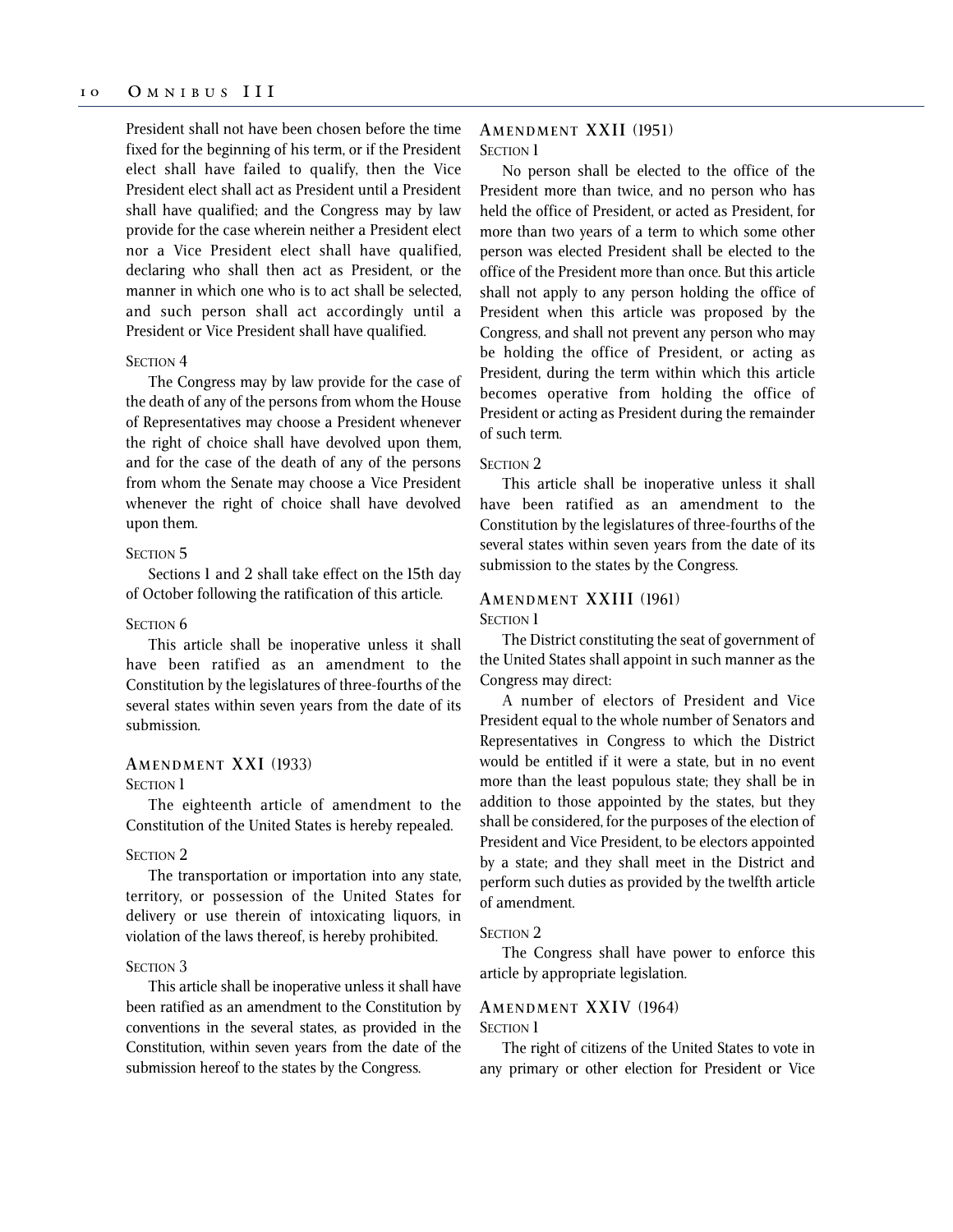President shall not have been chosen before the time fixed for the beginning of his term, or if the President elect shall have failed to qualify, then the Vice President elect shall act as President until a President shall have qualified; and the Congress may by law provide for the case wherein neither a President elect nor a Vice President elect shall have qualified, declaring who shall then act as President, or the manner in which one who is to act shall be selected, and such person shall act accordingly until a President or Vice President shall have qualified.

#### Section 4

The Congress may by law provide for the case of the death of any of the persons from whom the House of Representatives may choose a President whenever the right of choice shall have devolved upon them, and for the case of the death of any of the persons from whom the Senate may choose a Vice President whenever the right of choice shall have devolved upon them.

#### Section 5

Sections 1 and 2 shall take effect on the 15th day of October following the ratification of this article.

#### Section 6

This article shall be inoperative unless it shall have been ratified as an amendment to the Constitution by the legislatures of three-fourths of the several states within seven years from the date of its submission.

### Amendment XXI (1933)

#### Section 1

The eighteenth article of amendment to the Constitution of the United States is hereby repealed.

#### Section 2

The transportation or importation into any state, territory, or possession of the United States for delivery or use therein of intoxicating liquors, in violation of the laws thereof, is hereby prohibited.

#### Section 3

This article shall be inoperative unless it shall have been ratified as an amendment to the Constitution by conventions in the several states, as provided in the Constitution, within seven years from the date of the submission hereof to the states by the Congress.

### Amendment XXII (1951)

#### Section 1

No person shall be elected to the office of the President more than twice, and no person who has held the office of President, or acted as President, for more than two years of a term to which some other person was elected President shall be elected to the office of the President more than once. But this article shall not apply to any person holding the office of President when this article was proposed by the Congress, and shall not prevent any person who may be holding the office of President, or acting as President, during the term within which this article becomes operative from holding the office of President or acting as President during the remainder of such term.

#### Section 2

This article shall be inoperative unless it shall have been ratified as an amendment to the Constitution by the legislatures of three-fourths of the several states within seven years from the date of its submission to the states by the Congress.

### Amendment XXIII (1961)

#### Section 1

The District constituting the seat of government of the United States shall appoint in such manner as the Congress may direct:

A number of electors of President and Vice President equal to the whole number of Senators and Representatives in Congress to which the District would be entitled if it were a state, but in no event more than the least populous state; they shall be in addition to those appointed by the states, but they shall be considered, for the purposes of the election of President and Vice President, to be electors appointed by a state; and they shall meet in the District and perform such duties as provided by the twelfth article of amendment.

#### Section 2

The Congress shall have power to enforce this article by appropriate legislation.

### Amendment XXIV (1964)

#### Section 1

The right of citizens of the United States to vote in any primary or other election for President or Vice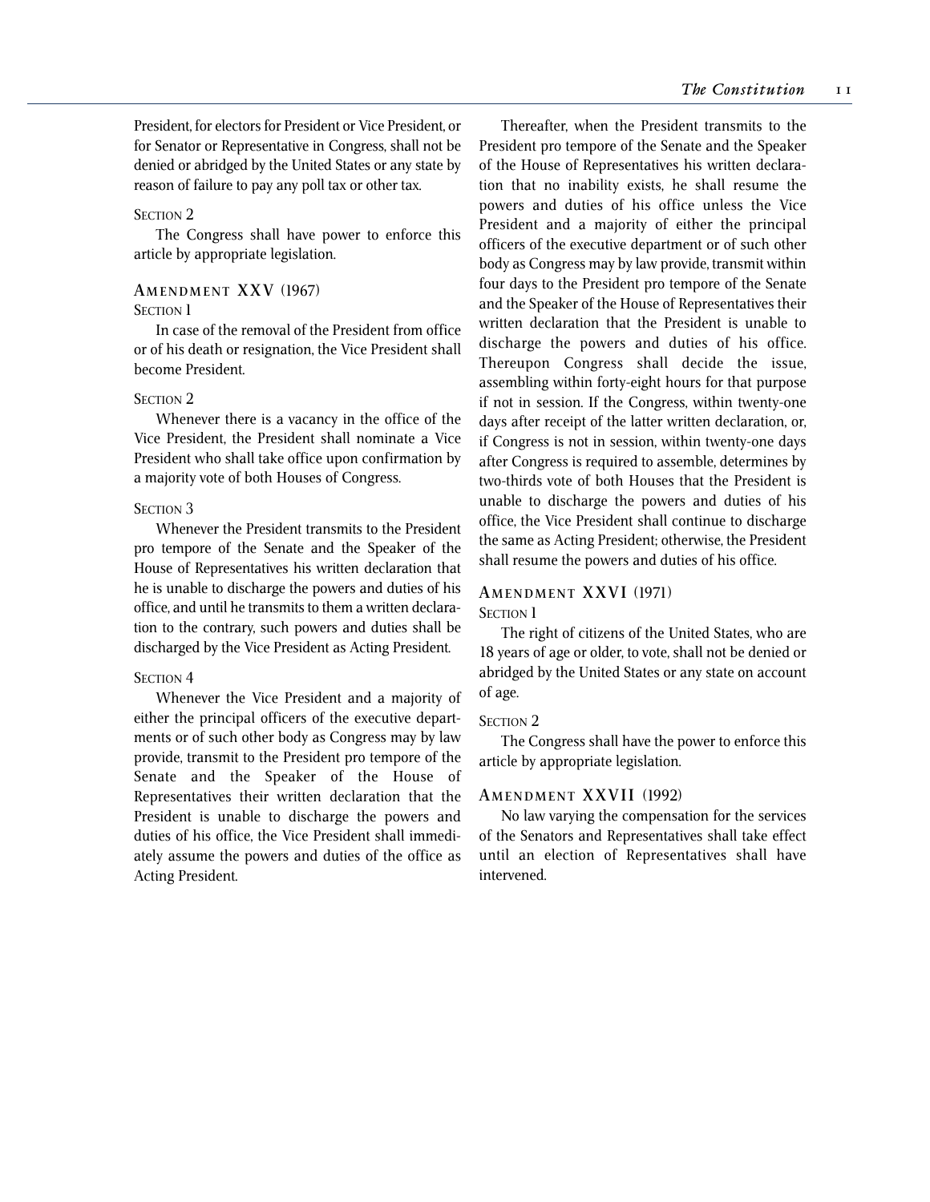President, for electors for President or Vice President, or for Senator or Representative in Congress, shall not be denied or abridged by the United States or any state by reason of failure to pay any poll tax or other tax.

Section 2

The Congress shall have power to enforce this article by appropriate legislation.

## Amendment XXV (1967)

Section 1

In case of the removal of the President from office or of his death or resignation, the Vice President shall become President.

Section 2

Whenever there is a vacancy in the office of the Vice President, the President shall nominate a Vice President who shall take office upon confirmation by a majority vote of both Houses of Congress.

Section 3

Whenever the President transmits to the President pro tempore of the Senate and the Speaker of the House of Representatives his written declaration that he is unable to discharge the powers and duties of his office, and until he transmits to them a written declaration to the contrary, such powers and duties shall be discharged by the Vice President as Acting President.

Section 4

Whenever the Vice President and a majority of either the principal officers of the executive departments or of such other body as Congress may by law provide, transmit to the President pro tempore of the Senate and the Speaker of the House of Representatives their written declaration that the President is unable to discharge the powers and duties of his office, the Vice President shall immediately assume the powers and duties of the office as Acting President.

Thereafter, when the President transmits to the President pro tempore of the Senate and the Speaker of the House of Representatives his written declaration that no inability exists, he shall resume the powers and duties of his office unless the Vice President and a majority of either the principal officers of the executive department or of such other body as Congress may by law provide, transmit within four days to the President pro tempore of the Senate and the Speaker of the House of Representatives their written declaration that the President is unable to discharge the powers and duties of his office. Thereupon Congress shall decide the issue, assembling within forty-eight hours for that purpose if not in session. If the Congress, within twenty-one days after receipt of the latter written declaration, or, if Congress is not in session, within twenty-one days after Congress is required to assemble, determines by two-thirds vote of both Houses that the President is unable to discharge the powers and duties of his office, the Vice President shall continue to discharge the same as Acting President; otherwise, the President shall resume the powers and duties of his office.

## Amendment XXVI (1971)

Section 1

The right of citizens of the United States, who are 18 years of age or older, to vote, shall not be denied or abridged by the United States or any state on account of age.

Section 2

The Congress shall have the power to enforce this article by appropriate legislation.

## Amendment XXVII (1992)

No law varying the compensation for the services of the Senators and Representatives shall take effect until an election of Representatives shall have intervened.